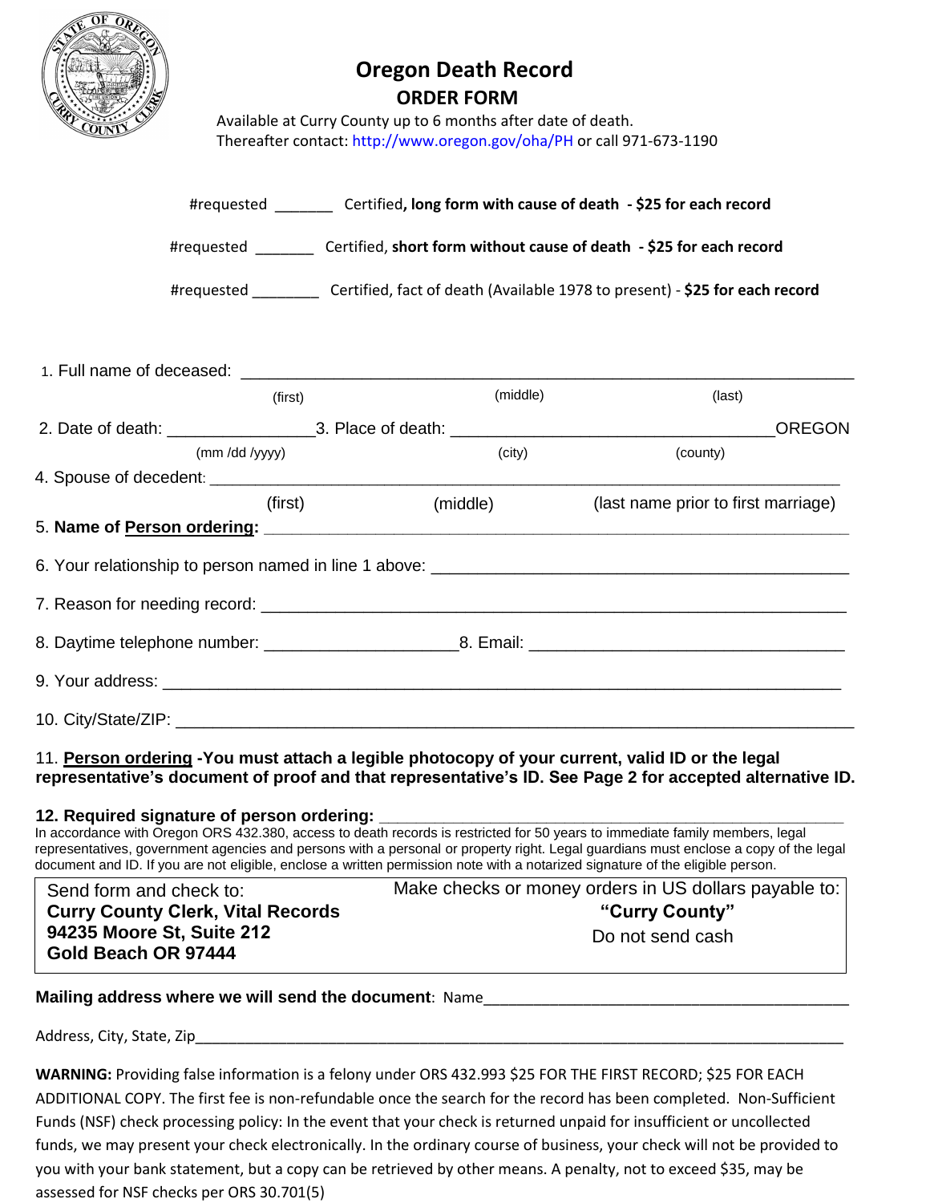# Oregon Death Record

## ORDER FORM

Available at Curry County up to 6 months after date of death.
Thereafter contact: http://www.oregon.gov/oha/PH or call 971-673-1190

#requested _______ Certified**, long form with cause of death - $25 for each record**

#requested _______ Certified, **short form without cause of death - $25 for each record**

#requested ________ Certified, fact of death (Available 1978 to present) - **$25 for each record**

1. Full name of deceased: ______________________________________________
(first) (middle) (last)

2. Date of death: _______________ (mm /dd /yyyy) 3. Place of death: ______________________________ (city) (county) OREGON

4. Spouse of decedent: ______________________________________________
(first) (middle) (last name prior to first marriage)

5. **Name of Person ordering:** ______________________________________________

6. Your relationship to person named in line 1 above: ______________________________

7. Reason for needing record: ______________________________________________

8. Daytime telephone number: ____________________ 8. Email: ______________________________

9. Your address: ______________________________________________

10. City/State/ZIP: ______________________________________________

11. **Person ordering -You must attach a legible photocopy of your current, valid ID or the legal representative's document of proof and that representative's ID. See Page 2 for accepted alternative ID.**

**12. Required signature of person ordering:** ______________________________________________

In accordance with Oregon ORS 432.380, access to death records is restricted for 50 years to immediate family members, legal representatives, government agencies and persons with a personal or property right. Legal guardians must enclose a copy of the legal document and ID. If you are not eligible, enclose a written permission note with a notarized signature of the eligible person.

| Send form and check to: | Make checks or money orders in US dollars payable to: |
|---|---|
| **Curry County Clerk, Vital Records** | **"Curry County"** |
| **94235 Moore St, Suite 212** | Do not send cash |
| **Gold Beach OR 97444** | |

**Mailing address where we will send the document**: Name______________________________________________

Address, City, State, Zip______________________________________________

**WARNING:** Providing false information is a felony under ORS 432.993 $25 FOR THE FIRST RECORD; $25 FOR EACH ADDITIONAL COPY. The first fee is non-refundable once the search for the record has been completed. Non-Sufficient Funds (NSF) check processing policy: In the event that your check is returned unpaid for insufficient or uncollected funds, we may present your check electronically. In the ordinary course of business, your check will not be provided to you with your bank statement, but a copy can be retrieved by other means. A penalty, not to exceed $35, may be assessed for NSF checks per ORS 30.701(5)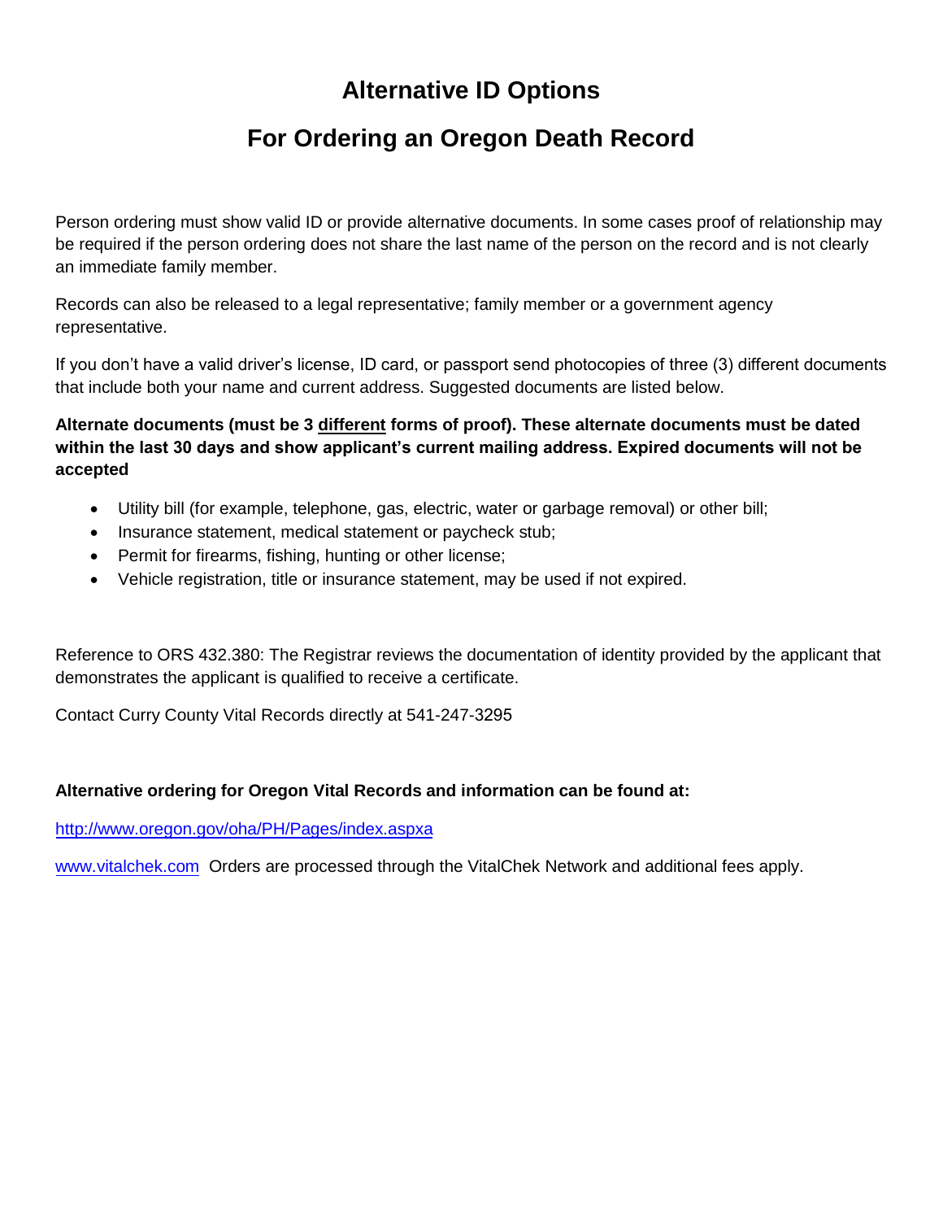# Alternative ID Options

# For Ordering an Oregon Death Record

Person ordering must show valid ID or provide alternative documents. In some cases proof of relationship may be required if the person ordering does not share the last name of the person on the record and is not clearly an immediate family member.

Records can also be released to a legal representative; family member or a government agency representative.

If you don't have a valid driver's license, ID card, or passport send photocopies of three (3) different documents that include both your name and current address. Suggested documents are listed below.

**Alternate documents (must be 3 <u>different</u> forms of proof). These alternate documents must be dated within the last 30 days and show applicant's current mailing address. Expired documents will not be accepted**

- Utility bill (for example, telephone, gas, electric, water or garbage removal) or other bill;
- Insurance statement, medical statement or paycheck stub;
- Permit for firearms, fishing, hunting or other license;
- Vehicle registration, title or insurance statement, may be used if not expired.

Reference to ORS 432.380: The Registrar reviews the documentation of identity provided by the applicant that demonstrates the applicant is qualified to receive a certificate.

Contact Curry County Vital Records directly at 541-247-3295

**Alternative ordering for Oregon Vital Records and information can be found at:**

[http://www.oregon.gov/oha/PH/Pages/index.aspxa](http://www.oregon.gov/oha/PH/Pages/index.aspxa)

[www.vitalchek.com](http://www.vitalchek.com) Orders are processed through the VitalChek Network and additional fees apply.